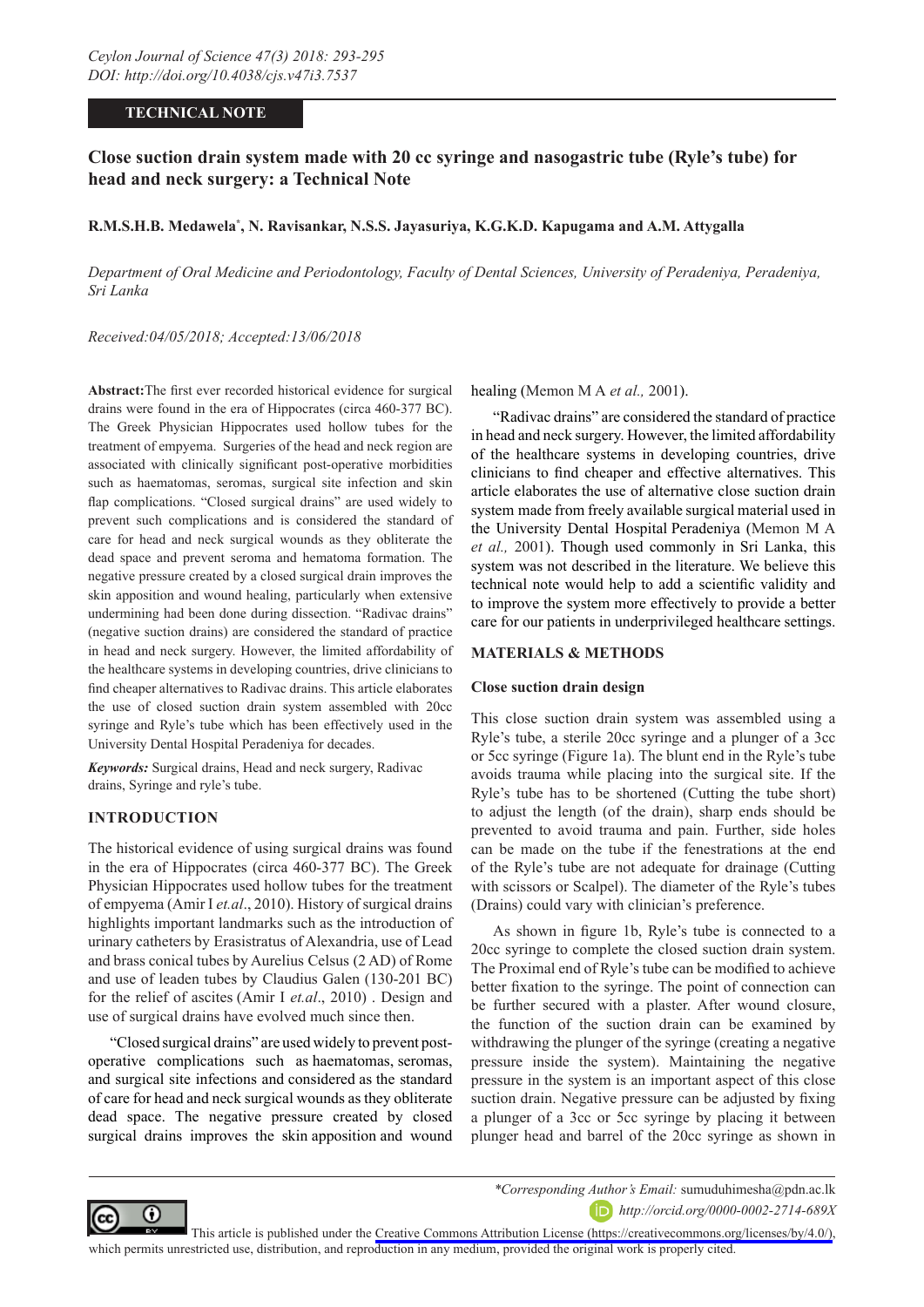TECHNICAL NOTE

# Close suction drain system made with 20 cc syringe and nasogastric tube (Ryle's tube) for head and neck surgery: a Technical Note

**R.M.S.H.B. Medawela*, N. Ravisankar, N.S.S. Jayasuriya, K.G.K.D. Kapugama and A.M. Attygalla**

*Department of Oral Medicine and Periodontology, Faculty of Dental Sciences, University of Peradeniya, Peradeniya, Sri Lanka*

*Received:04/05/2018; Accepted:13/06/2018*

**Abstract:** The first ever recorded historical evidence for surgical drains were found in the era of Hippocrates (circa 460-377 BC). The Greek Physician Hippocrates used hollow tubes for the treatment of empyema. Surgeries of the head and neck region are associated with clinically significant post-operative morbidities such as haematomas, seromas, surgical site infection and skin flap complications. "Closed surgical drains" are used widely to prevent such complications and is considered the standard of care for head and neck surgical wounds as they obliterate the dead space and prevent seroma and hematoma formation. The negative pressure created by a closed surgical drain improves the skin apposition and wound healing, particularly when extensive undermining had been done during dissection. "Radivac drains" (negative suction drains) are considered the standard of practice in head and neck surgery. However, the limited affordability of the healthcare systems in developing countries, drive clinicians to find cheaper alternatives to Radivac drains. This article elaborates the use of closed suction drain system assembled with 20cc syringe and Ryle's tube which has been effectively used in the University Dental Hospital Peradeniya for decades.

***Keywords:*** Surgical drains, Head and neck surgery, Radivac drains, Syringe and ryle's tube.

## INTRODUCTION

The historical evidence of using surgical drains was found in the era of Hippocrates (circa 460-377 BC). The Greek Physician Hippocrates used hollow tubes for the treatment of empyema (Amir I *et.al*., 2010). History of surgical drains highlights important landmarks such as the introduction of urinary catheters by Erasistratus of Alexandria, use of Lead and brass conical tubes by Aurelius Celsus (2 AD) of Rome and use of leaden tubes by Claudius Galen (130-201 BC) for the relief of ascites (Amir I *et.al*., 2010) . Design and use of surgical drains have evolved much since then.

"Closed surgical drains" are used widely to prevent post-operative complications such as haematomas, seromas, and surgical site infections and considered as the standard of care for head and neck surgical wounds as they obliterate dead space. The negative pressure created by closed surgical drains improves the skin apposition and wound healing (Memon M A *et al.,* 2001).

"Radivac drains" are considered the standard of practice in head and neck surgery. However, the limited affordability of the healthcare systems in developing countries, drive clinicians to find cheaper and effective alternatives. This article elaborates the use of alternative close suction drain system made from freely available surgical material used in the University Dental Hospital Peradeniya (Memon M A *et al.,* 2001). Though used commonly in Sri Lanka, this system was not described in the literature. We believe this technical note would help to add a scientific validity and to improve the system more effectively to provide a better care for our patients in underprivileged healthcare settings.

## MATERIALS & METHODS

### Close suction drain design

This close suction drain system was assembled using a Ryle's tube, a sterile 20cc syringe and a plunger of a 3cc or 5cc syringe (Figure 1a). The blunt end in the Ryle's tube avoids trauma while placing into the surgical site. If the Ryle's tube has to be shortened (Cutting the tube short) to adjust the length (of the drain), sharp ends should be prevented to avoid trauma and pain. Further, side holes can be made on the tube if the fenestrations at the end of the Ryle's tube are not adequate for drainage (Cutting with scissors or Scalpel). The diameter of the Ryle's tubes (Drains) could vary with clinician's preference.

As shown in figure 1b, Ryle's tube is connected to a 20cc syringe to complete the closed suction drain system. The Proximal end of Ryle's tube can be modified to achieve better fixation to the syringe. The point of connection can be further secured with a plaster. After wound closure, the function of the suction drain can be examined by withdrawing the plunger of the syringe (creating a negative pressure inside the system). Maintaining the negative pressure in the system is an important aspect of this close suction drain. Negative pressure can be adjusted by fixing a plunger of a 3cc or 5cc syringe by placing it between plunger head and barrel of the 20cc syringe as shown in

*Corresponding Author's Email: sumuduhimesha@pdn.ac.lk
http://orcid.org/0000-0002-2714-689X

This article is published under the Creative Commons Attribution License (https://creativecommons.org/licenses/by/4.0/), which permits unrestricted use, distribution, and reproduction in any medium, provided the original work is properly cited.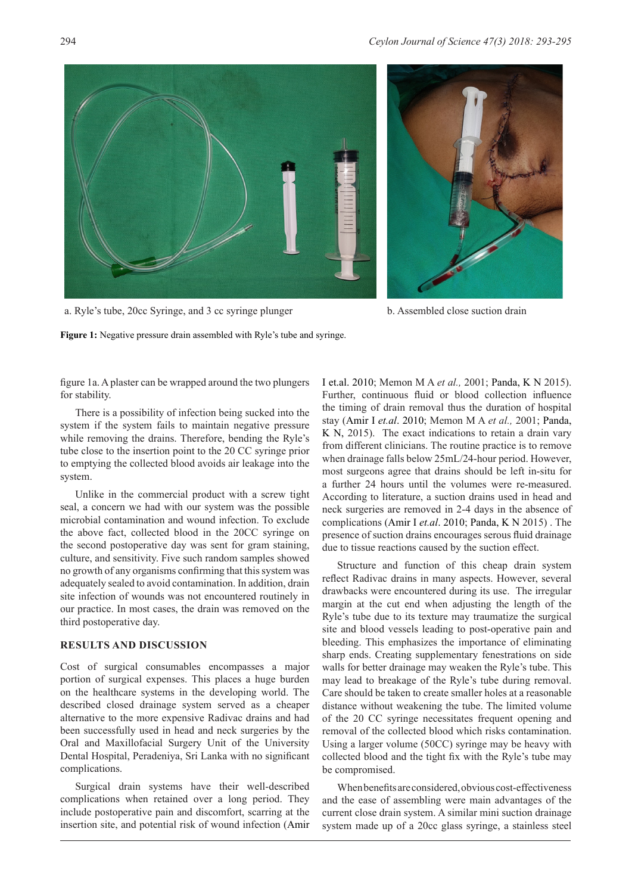a. Ryle's tube, 20cc Syringe, and 3 cc syringe plunger

b. Assembled close suction drain

**Figure 1:** Negative pressure drain assembled with Ryle's tube and syringe.

figure 1a. A plaster can be wrapped around the two plungers for stability.

There is a possibility of infection being sucked into the system if the system fails to maintain negative pressure while removing the drains. Therefore, bending the Ryle's tube close to the insertion point to the 20 CC syringe prior to emptying the collected blood avoids air leakage into the system.

Unlike in the commercial product with a screw tight seal, a concern we had with our system was the possible microbial contamination and wound infection. To exclude the above fact, collected blood in the 20CC syringe on the second postoperative day was sent for gram staining, culture, and sensitivity. Five such random samples showed no growth of any organisms confirming that this system was adequately sealed to avoid contamination. In addition, drain site infection of wounds was not encountered routinely in our practice. In most cases, the drain was removed on the third postoperative day.

## RESULTS AND DISCUSSION

Cost of surgical consumables encompasses a major portion of surgical expenses. This places a huge burden on the healthcare systems in the developing world. The described closed drainage system served as a cheaper alternative to the more expensive Radivac drains and had been successfully used in head and neck surgeries by the Oral and Maxillofacial Surgery Unit of the University Dental Hospital, Peradeniya, Sri Lanka with no significant complications.

Surgical drain systems have their well-described complications when retained over a long period. They include postoperative pain and discomfort, scarring at the insertion site, and potential risk of wound infection (Amir I et.al. 2010; Memon M A *et al.,* 2001; Panda, K N 2015). Further, continuous fluid or blood collection influence the timing of drain removal thus the duration of hospital stay (Amir I *et.al*. 2010; Memon M A *et al.,* 2001; Panda, K N, 2015). The exact indications to retain a drain vary from different clinicians. The routine practice is to remove when drainage falls below 25mL/24-hour period. However, most surgeons agree that drains should be left in-situ for a further 24 hours until the volumes were re-measured. According to literature, a suction drains used in head and neck surgeries are removed in 2-4 days in the absence of complications (Amir I *et.al*. 2010; Panda, K N 2015) . The presence of suction drains encourages serous fluid drainage due to tissue reactions caused by the suction effect.

Structure and function of this cheap drain system reflect Radivac drains in many aspects. However, several drawbacks were encountered during its use. The irregular margin at the cut end when adjusting the length of the Ryle's tube due to its texture may traumatize the surgical site and blood vessels leading to post-operative pain and bleeding. This emphasizes the importance of eliminating sharp ends. Creating supplementary fenestrations on side walls for better drainage may weaken the Ryle's tube. This may lead to breakage of the Ryle's tube during removal. Care should be taken to create smaller holes at a reasonable distance without weakening the tube. The limited volume of the 20 CC syringe necessitates frequent opening and removal of the collected blood which risks contamination. Using a larger volume (50CC) syringe may be heavy with collected blood and the tight fix with the Ryle's tube may be compromised.

When benefits are considered, obvious cost-effectiveness and the ease of assembling were main advantages of the current close drain system. A similar mini suction drainage system made up of a 20cc glass syringe, a stainless steel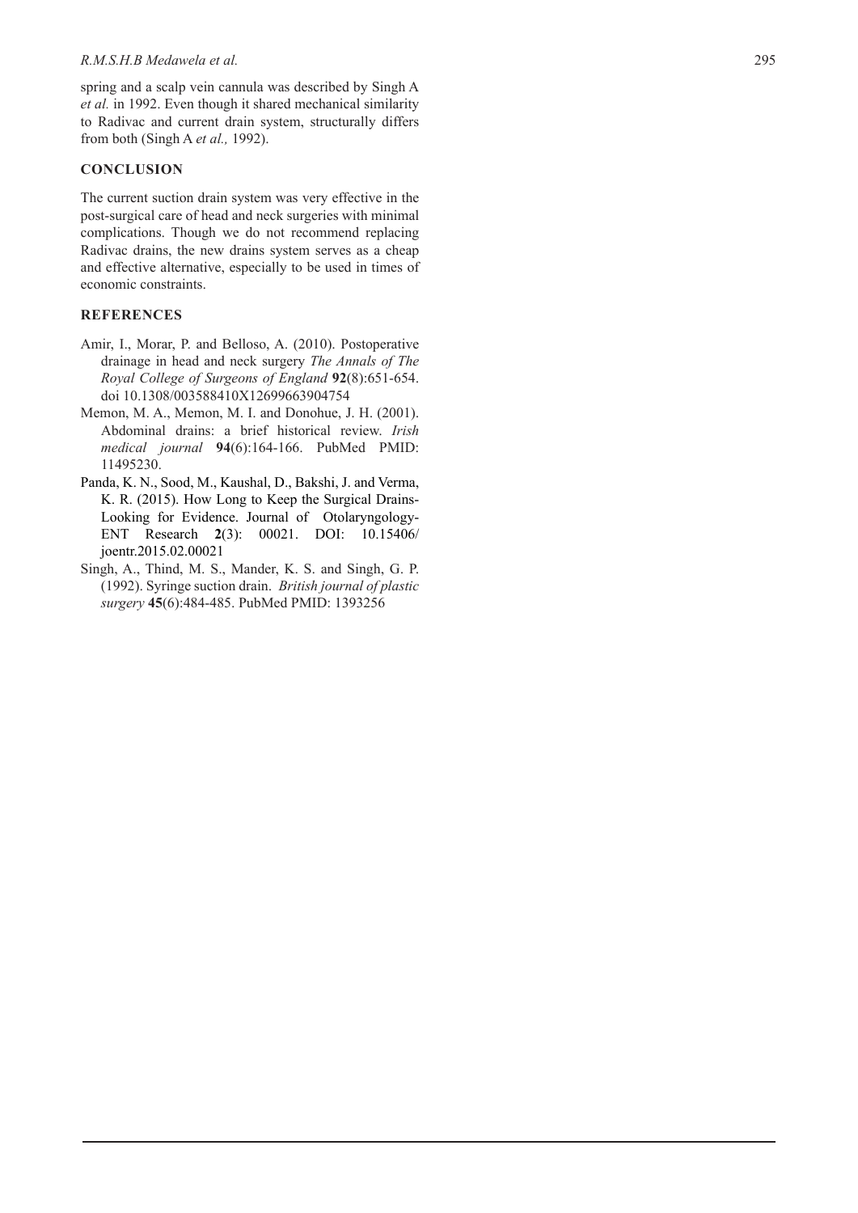spring and a scalp vein cannula was described by Singh A *et al.* in 1992. Even though it shared mechanical similarity to Radivac and current drain system, structurally differs from both (Singh A *et al.,* 1992).

## CONCLUSION

The current suction drain system was very effective in the post-surgical care of head and neck surgeries with minimal complications. Though we do not recommend replacing Radivac drains, the new drains system serves as a cheap and effective alternative, especially to be used in times of economic constraints.

## REFERENCES

Amir, I., Morar, P. and Belloso, A. (2010). Postoperative drainage in head and neck surgery *The Annals of The Royal College of Surgeons of England* **92**(8):651-654. doi 10.1308/003588410X12699663904754

Memon, M. A., Memon, M. I. and Donohue, J. H. (2001). Abdominal drains: a brief historical review. *Irish medical journal* **94**(6):164-166. PubMed PMID: 11495230.

Panda, K. N., Sood, M., Kaushal, D., Bakshi, J. and Verma, K. R. (2015). How Long to Keep the Surgical Drains-Looking for Evidence. Journal of Otolaryngology-ENT Research **2**(3): 00021. DOI: 10.15406/joentr.2015.02.00021

Singh, A., Thind, M. S., Mander, K. S. and Singh, G. P. (1992). Syringe suction drain. *British journal of plastic surgery* **45**(6):484-485. PubMed PMID: 1393256